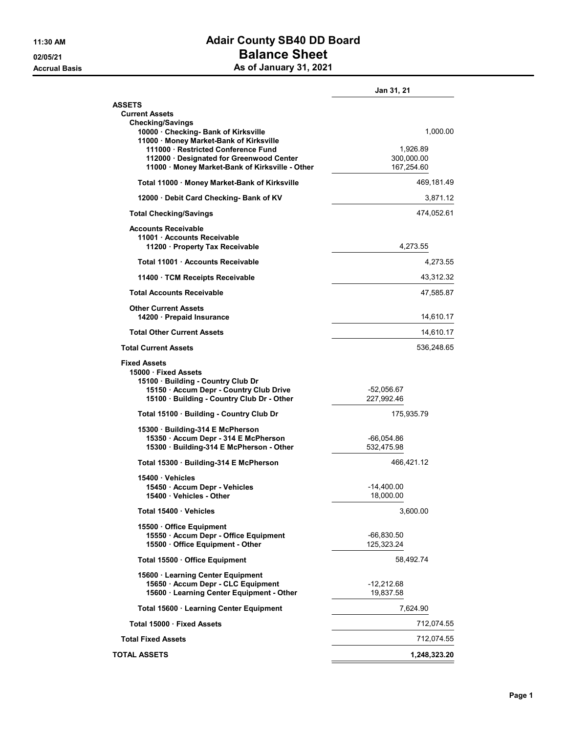11:30 AM
02/05/21
Accrual Basis

# Adair County SB40 DD Board
# Balance Sheet
## As of January 31, 2021

| | | Jan 31, 21 |
|---|---|---|
| **ASSETS** | | |
| **Current Assets** | | |
| **Checking/Savings** | | |
| 10000 · Checking- Bank of Kirksville | | 1,000.00 |
| 11000 · Money Market-Bank of Kirksville | | |
| 111000 · Restricted Conference Fund | 1,926.89 | |
| 112000 · Designated for Greenwood Center | 300,000.00 | |
| 11000 · Money Market-Bank of Kirksville - Other | 167,254.60 | |
| **Total 11000 · Money Market-Bank of Kirksville** | | 469,181.49 |
| 12000 · Debit Card Checking- Bank of KV | | 3,871.12 |
| **Total Checking/Savings** | | 474,052.61 |
| **Accounts Receivable** | | |
| 11001 · Accounts Receivable | | |
| 11200 · Property Tax Receivable | 4,273.55 | |
| **Total 11001 · Accounts Receivable** | | 4,273.55 |
| 11400 · TCM Receipts Receivable | | 43,312.32 |
| **Total Accounts Receivable** | | 47,585.87 |
| **Other Current Assets** | | |
| 14200 · Prepaid Insurance | | 14,610.17 |
| **Total Other Current Assets** | | 14,610.17 |
| **Total Current Assets** | | 536,248.65 |
| **Fixed Assets** | | |
| 15000 · Fixed Assets | | |
| 15100 · Building - Country Club Dr | | |
| 15150 · Accum Depr - Country Club Drive | -52,056.67 | |
| 15100 · Building - Country Club Dr - Other | 227,992.46 | |
| **Total 15100 · Building - Country Club Dr** | 175,935.79 | |
| 15300 · Building-314 E McPherson | | |
| 15350 · Accum Depr - 314 E McPherson | -66,054.86 | |
| 15300 · Building-314 E McPherson - Other | 532,475.98 | |
| **Total 15300 · Building-314 E McPherson** | 466,421.12 | |
| 15400 · Vehicles | | |
| 15450 · Accum Depr - Vehicles | -14,400.00 | |
| 15400 · Vehicles - Other | 18,000.00 | |
| **Total 15400 · Vehicles** | 3,600.00 | |
| 15500 · Office Equipment | | |
| 15550 · Accum Depr - Office Equipment | -66,830.50 | |
| 15500 · Office Equipment - Other | 125,323.24 | |
| **Total 15500 · Office Equipment** | 58,492.74 | |
| 15600 · Learning Center Equipment | | |
| 15650 · Accum Depr - CLC Equipment | -12,212.68 | |
| 15600 · Learning Center Equipment - Other | 19,837.58 | |
| **Total 15600 · Learning Center Equipment** | 7,624.90 | |
| **Total 15000 · Fixed Assets** | | 712,074.55 |
| **Total Fixed Assets** | | 712,074.55 |
| **TOTAL ASSETS** | | **1,248,323.20** |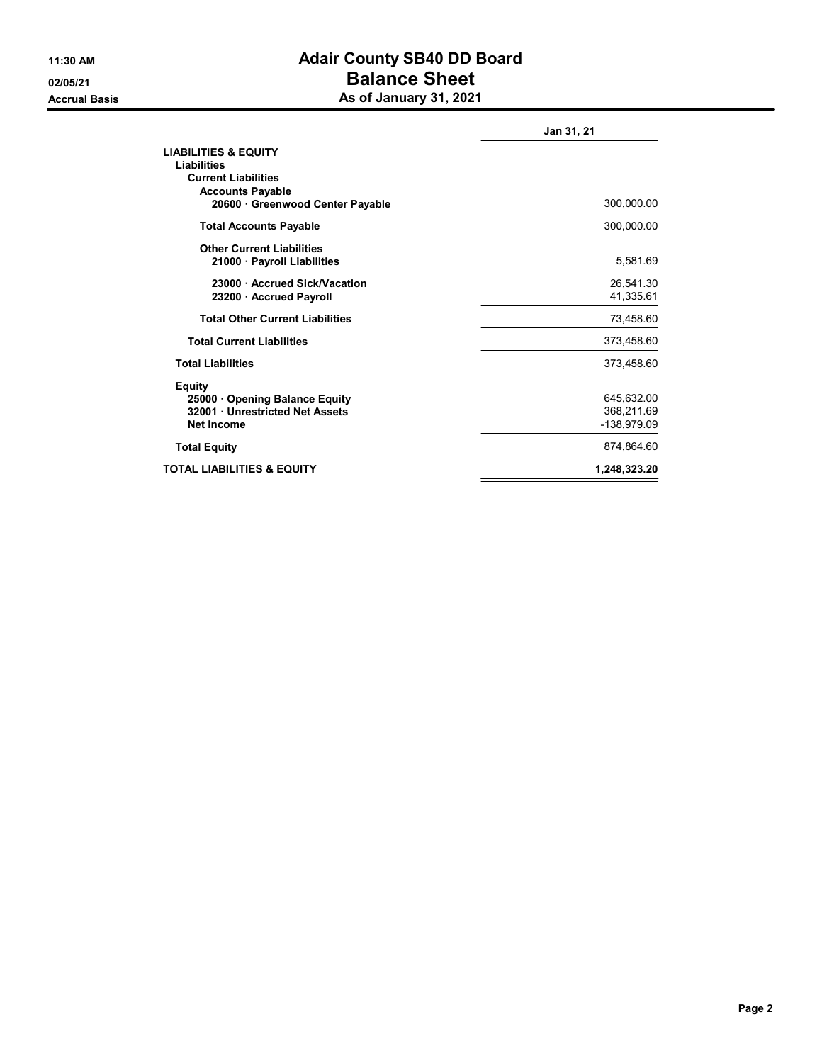# Adair County SB40 DD Board

## Balance Sheet

### As of January 31, 2021

11:30 AM
02/05/21
Accrual Basis

| | Jan 31, 21 |
|---|---|
| **LIABILITIES & EQUITY** | |
| **Liabilities** | |
| **Current Liabilities** | |
| **Accounts Payable** | |
| **20600 · Greenwood Center Payable** | 300,000.00 |
| **Total Accounts Payable** | 300,000.00 |
| **Other Current Liabilities** | |
| **21000 · Payroll Liabilities** | 5,581.69 |
| **23000 · Accrued Sick/Vacation** | 26,541.30 |
| **23200 · Accrued Payroll** | 41,335.61 |
| **Total Other Current Liabilities** | 73,458.60 |
| **Total Current Liabilities** | 373,458.60 |
| **Total Liabilities** | 373,458.60 |
| **Equity** | |
| **25000 · Opening Balance Equity** | 645,632.00 |
| **32001 · Unrestricted Net Assets** | 368,211.69 |
| **Net Income** | -138,979.09 |
| **Total Equity** | 874,864.60 |
| **TOTAL LIABILITIES & EQUITY** | **1,248,323.20** |